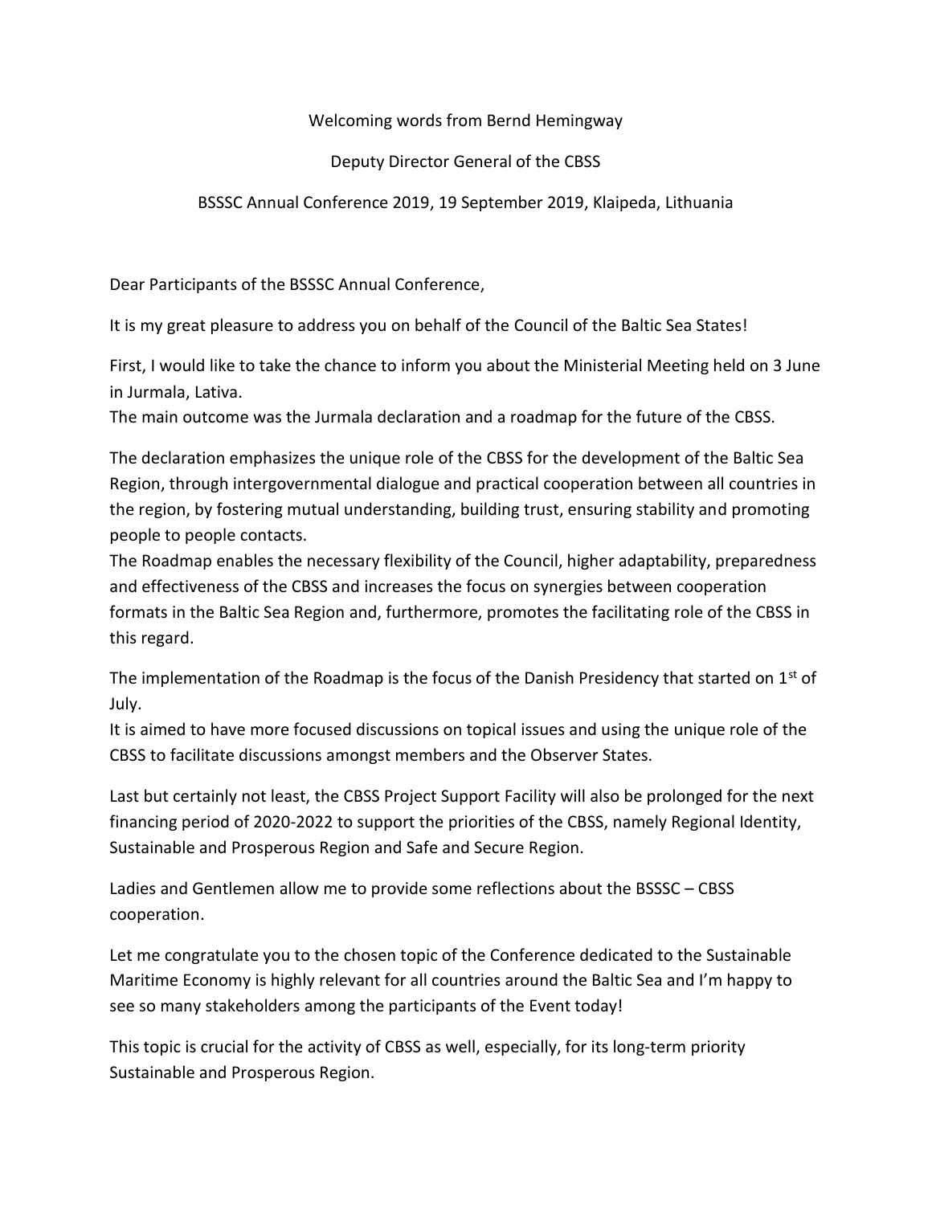Welcoming words from Bernd Hemingway

Deputy Director General of the CBSS

BSSSC Annual Conference 2019, 19 September 2019, Klaipeda, Lithuania

Dear Participants of the BSSSC Annual Conference,

It is my great pleasure to address you on behalf of the Council of the Baltic Sea States!

First, I would like to take the chance to inform you about the Ministerial Meeting held on 3 June in Jurmala, Lativa.
The main outcome was the Jurmala declaration and a roadmap for the future of the CBSS.

The declaration emphasizes the unique role of the CBSS for the development of the Baltic Sea Region, through intergovernmental dialogue and practical cooperation between all countries in the region, by fostering mutual understanding, building trust, ensuring stability and promoting people to people contacts.
The Roadmap enables the necessary flexibility of the Council, higher adaptability, preparedness and effectiveness of the CBSS and increases the focus on synergies between cooperation formats in the Baltic Sea Region and, furthermore, promotes the facilitating role of the CBSS in this regard.

The implementation of the Roadmap is the focus of the Danish Presidency that started on 1st of July.
It is aimed to have more focused discussions on topical issues and using the unique role of the CBSS to facilitate discussions amongst members and the Observer States.

Last but certainly not least, the CBSS Project Support Facility will also be prolonged for the next financing period of 2020-2022 to support the priorities of the CBSS, namely Regional Identity, Sustainable and Prosperous Region and Safe and Secure Region.

Ladies and Gentlemen allow me to provide some reflections about the BSSSC – CBSS cooperation.

Let me congratulate you to the chosen topic of the Conference dedicated to the Sustainable Maritime Economy is highly relevant for all countries around the Baltic Sea and I'm happy to see so many stakeholders among the participants of the Event today!

This topic is crucial for the activity of CBSS as well, especially, for its long-term priority Sustainable and Prosperous Region.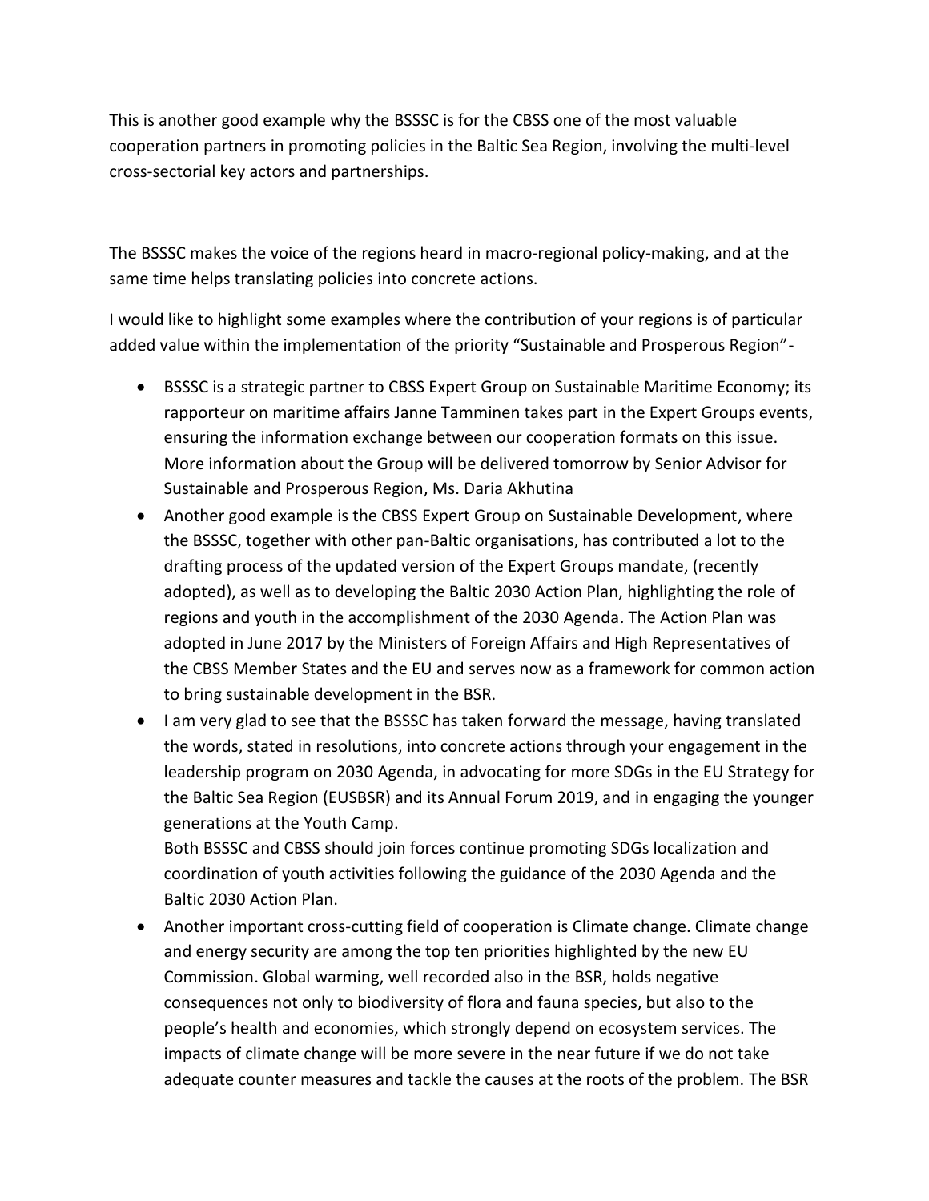This is another good example why the BSSSC is for the CBSS one of the most valuable cooperation partners in promoting policies in the Baltic Sea Region, involving the multi-level cross-sectorial key actors and partnerships.

The BSSSC makes the voice of the regions heard in macro-regional policy-making, and at the same time helps translating policies into concrete actions.

I would like to highlight some examples where the contribution of your regions is of particular added value within the implementation of the priority "Sustainable and Prosperous Region"-

- BSSSC is a strategic partner to CBSS Expert Group on Sustainable Maritime Economy; its rapporteur on maritime affairs Janne Tamminen takes part in the Expert Groups events, ensuring the information exchange between our cooperation formats on this issue. More information about the Group will be delivered tomorrow by Senior Advisor for Sustainable and Prosperous Region, Ms. Daria Akhutina
- Another good example is the CBSS Expert Group on Sustainable Development, where the BSSSC, together with other pan-Baltic organisations, has contributed a lot to the drafting process of the updated version of the Expert Groups mandate, (recently adopted), as well as to developing the Baltic 2030 Action Plan, highlighting the role of regions and youth in the accomplishment of the 2030 Agenda. The Action Plan was adopted in June 2017 by the Ministers of Foreign Affairs and High Representatives of the CBSS Member States and the EU and serves now as a framework for common action to bring sustainable development in the BSR.
- I am very glad to see that the BSSSC has taken forward the message, having translated the words, stated in resolutions, into concrete actions through your engagement in the leadership program on 2030 Agenda, in advocating for more SDGs in the EU Strategy for the Baltic Sea Region (EUSBSR) and its Annual Forum 2019, and in engaging the younger generations at the Youth Camp.
  Both BSSSC and CBSS should join forces continue promoting SDGs localization and coordination of youth activities following the guidance of the 2030 Agenda and the Baltic 2030 Action Plan.
- Another important cross-cutting field of cooperation is Climate change. Climate change and energy security are among the top ten priorities highlighted by the new EU Commission. Global warming, well recorded also in the BSR, holds negative consequences not only to biodiversity of flora and fauna species, but also to the people's health and economies, which strongly depend on ecosystem services. The impacts of climate change will be more severe in the near future if we do not take adequate counter measures and tackle the causes at the roots of the problem. The BSR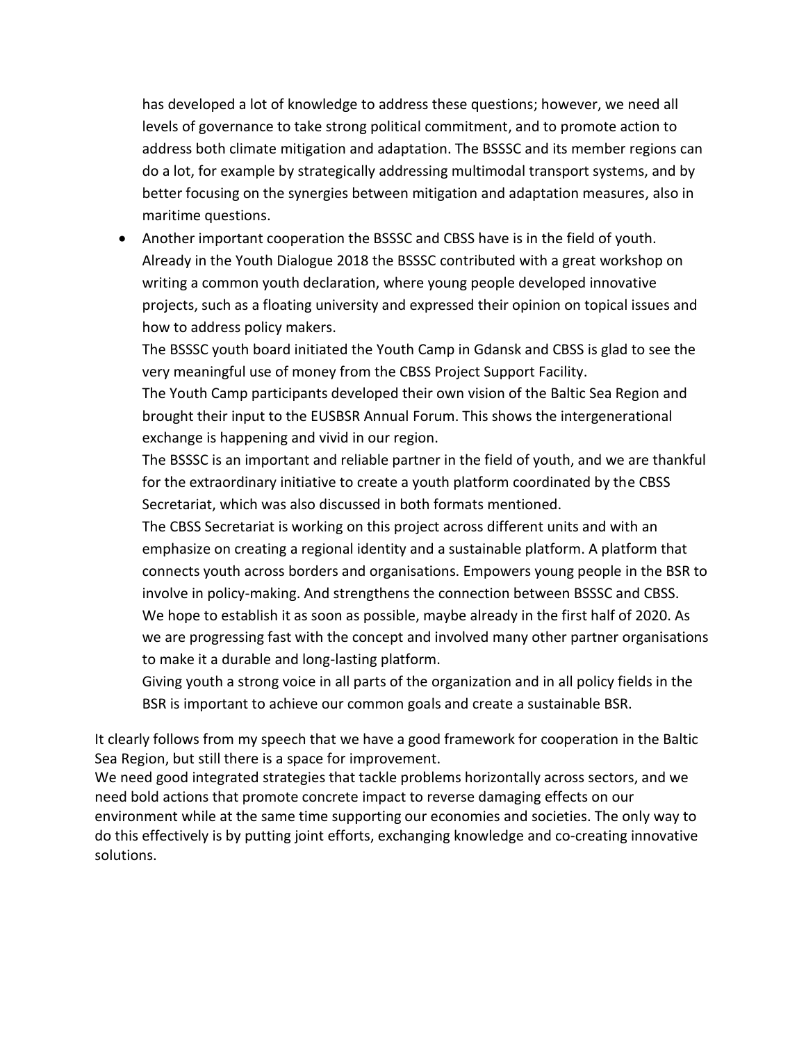has developed a lot of knowledge to address these questions; however, we need all levels of governance to take strong political commitment, and to promote action to address both climate mitigation and adaptation. The BSSSC and its member regions can do a lot, for example by strategically addressing multimodal transport systems, and by better focusing on the synergies between mitigation and adaptation measures, also in maritime questions.

- Another important cooperation the BSSSC and CBSS have is in the field of youth. Already in the Youth Dialogue 2018 the BSSSC contributed with a great workshop on writing a common youth declaration, where young people developed innovative projects, such as a floating university and expressed their opinion on topical issues and how to address policy makers.
  The BSSSC youth board initiated the Youth Camp in Gdansk and CBSS is glad to see the very meaningful use of money from the CBSS Project Support Facility.
  The Youth Camp participants developed their own vision of the Baltic Sea Region and brought their input to the EUSBSR Annual Forum. This shows the intergenerational exchange is happening and vivid in our region.
  The BSSSC is an important and reliable partner in the field of youth, and we are thankful for the extraordinary initiative to create a youth platform coordinated by the CBSS Secretariat, which was also discussed in both formats mentioned.
  The CBSS Secretariat is working on this project across different units and with an emphasize on creating a regional identity and a sustainable platform. A platform that connects youth across borders and organisations. Empowers young people in the BSR to involve in policy-making. And strengthens the connection between BSSSC and CBSS.
  We hope to establish it as soon as possible, maybe already in the first half of 2020. As we are progressing fast with the concept and involved many other partner organisations to make it a durable and long-lasting platform.
  Giving youth a strong voice in all parts of the organization and in all policy fields in the BSR is important to achieve our common goals and create a sustainable BSR.

It clearly follows from my speech that we have a good framework for cooperation in the Baltic Sea Region, but still there is a space for improvement.
We need good integrated strategies that tackle problems horizontally across sectors, and we need bold actions that promote concrete impact to reverse damaging effects on our environment while at the same time supporting our economies and societies. The only way to do this effectively is by putting joint efforts, exchanging knowledge and co-creating innovative solutions.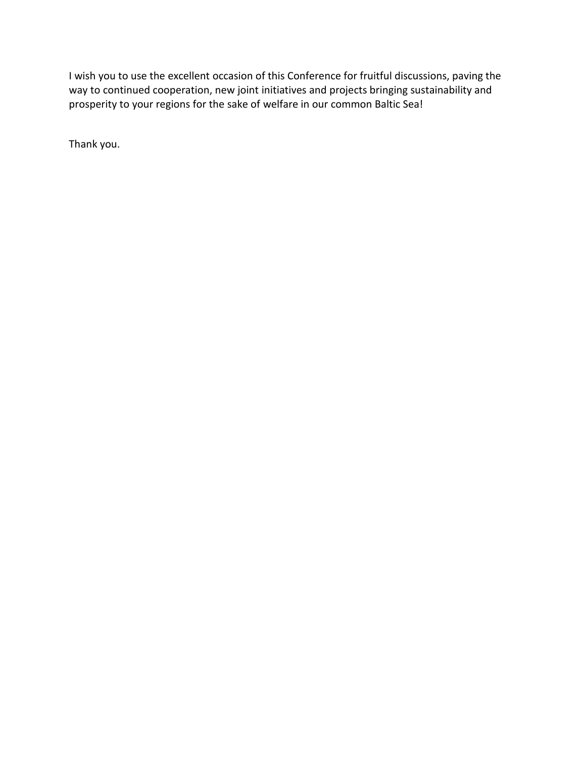I wish you to use the excellent occasion of this Conference for fruitful discussions, paving the way to continued cooperation, new joint initiatives and projects bringing sustainability and prosperity to your regions for the sake of welfare in our common Baltic Sea!

Thank you.